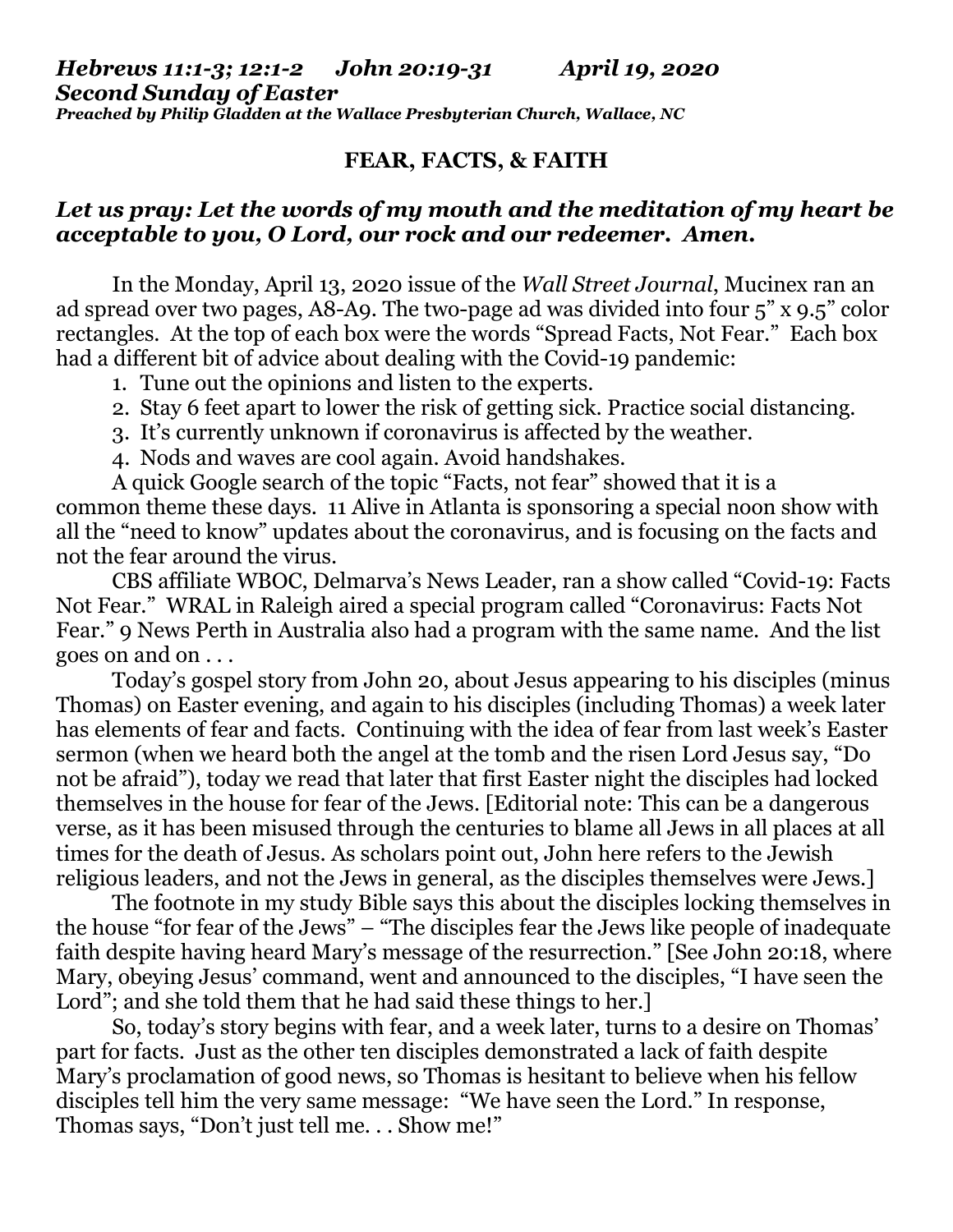***Hebrews 11:1-3; 12:1-2 John 20:19-31 April 19, 2020***
***Second Sunday of Easter***
***Preached by Philip Gladden at the Wallace Presbyterian Church, Wallace, NC***

**FEAR, FACTS, & FAITH**

***Let us pray: Let the words of my mouth and the meditation of my heart be acceptable to you, O Lord, our rock and our redeemer. Amen.***

In the Monday, April 13, 2020 issue of the *Wall Street Journal*, Mucinex ran an ad spread over two pages, A8-A9. The two-page ad was divided into four 5" x 9.5" color rectangles. At the top of each box were the words "Spread Facts, Not Fear." Each box had a different bit of advice about dealing with the Covid-19 pandemic:

1. Tune out the opinions and listen to the experts.
2. Stay 6 feet apart to lower the risk of getting sick. Practice social distancing.
3. It's currently unknown if coronavirus is affected by the weather.
4. Nods and waves are cool again. Avoid handshakes.

A quick Google search of the topic "Facts, not fear" showed that it is a common theme these days. 11 Alive in Atlanta is sponsoring a special noon show with all the "need to know" updates about the coronavirus, and is focusing on the facts and not the fear around the virus.

CBS affiliate WBOC, Delmarva's News Leader, ran a show called "Covid-19: Facts Not Fear." WRAL in Raleigh aired a special program called "Coronavirus: Facts Not Fear." 9 News Perth in Australia also had a program with the same name. And the list goes on and on . . .

Today's gospel story from John 20, about Jesus appearing to his disciples (minus Thomas) on Easter evening, and again to his disciples (including Thomas) a week later has elements of fear and facts. Continuing with the idea of fear from last week's Easter sermon (when we heard both the angel at the tomb and the risen Lord Jesus say, "Do not be afraid"), today we read that later that first Easter night the disciples had locked themselves in the house for fear of the Jews. [Editorial note: This can be a dangerous verse, as it has been misused through the centuries to blame all Jews in all places at all times for the death of Jesus. As scholars point out, John here refers to the Jewish religious leaders, and not the Jews in general, as the disciples themselves were Jews.]

The footnote in my study Bible says this about the disciples locking themselves in the house "for fear of the Jews" – "The disciples fear the Jews like people of inadequate faith despite having heard Mary's message of the resurrection." [See John 20:18, where Mary, obeying Jesus' command, went and announced to the disciples, "I have seen the Lord"; and she told them that he had said these things to her.]

So, today's story begins with fear, and a week later, turns to a desire on Thomas' part for facts. Just as the other ten disciples demonstrated a lack of faith despite Mary's proclamation of good news, so Thomas is hesitant to believe when his fellow disciples tell him the very same message: "We have seen the Lord." In response, Thomas says, "Don't just tell me. . . Show me!"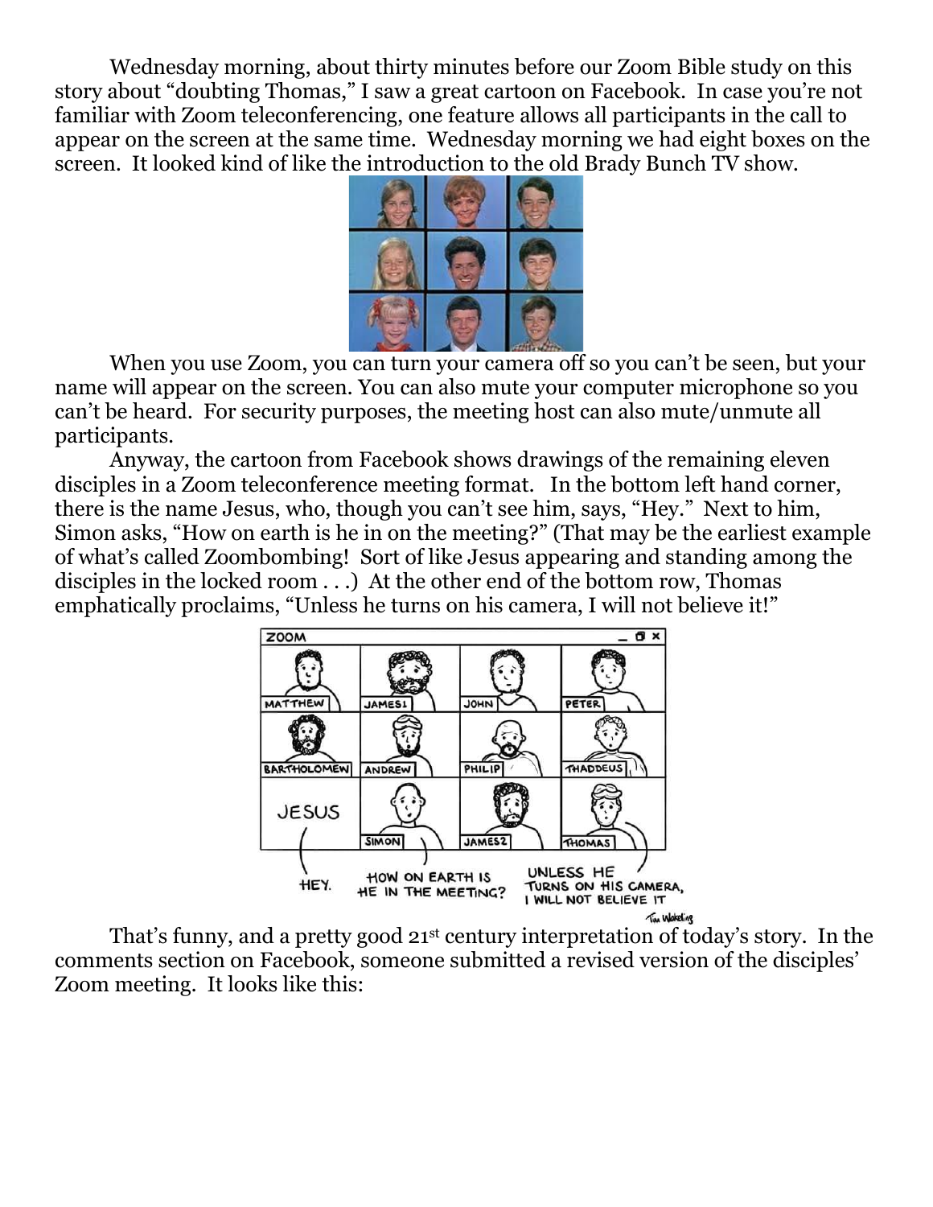Wednesday morning, about thirty minutes before our Zoom Bible study on this story about "doubting Thomas," I saw a great cartoon on Facebook. In case you're not familiar with Zoom teleconferencing, one feature allows all participants in the call to appear on the screen at the same time. Wednesday morning we had eight boxes on the screen. It looked kind of like the introduction to the old Brady Bunch TV show.

When you use Zoom, you can turn your camera off so you can't be seen, but your name will appear on the screen. You can also mute your computer microphone so you can't be heard. For security purposes, the meeting host can also mute/unmute all participants.

Anyway, the cartoon from Facebook shows drawings of the remaining eleven disciples in a Zoom teleconference meeting format. In the bottom left hand corner, there is the name Jesus, who, though you can't see him, says, "Hey." Next to him, Simon asks, "How on earth is he in on the meeting?" (That may be the earliest example of what's called Zoombombing! Sort of like Jesus appearing and standing among the disciples in the locked room . . .) At the other end of the bottom row, Thomas emphatically proclaims, "Unless he turns on his camera, I will not believe it!"

That's funny, and a pretty good 21st century interpretation of today's story. In the comments section on Facebook, someone submitted a revised version of the disciples' Zoom meeting. It looks like this: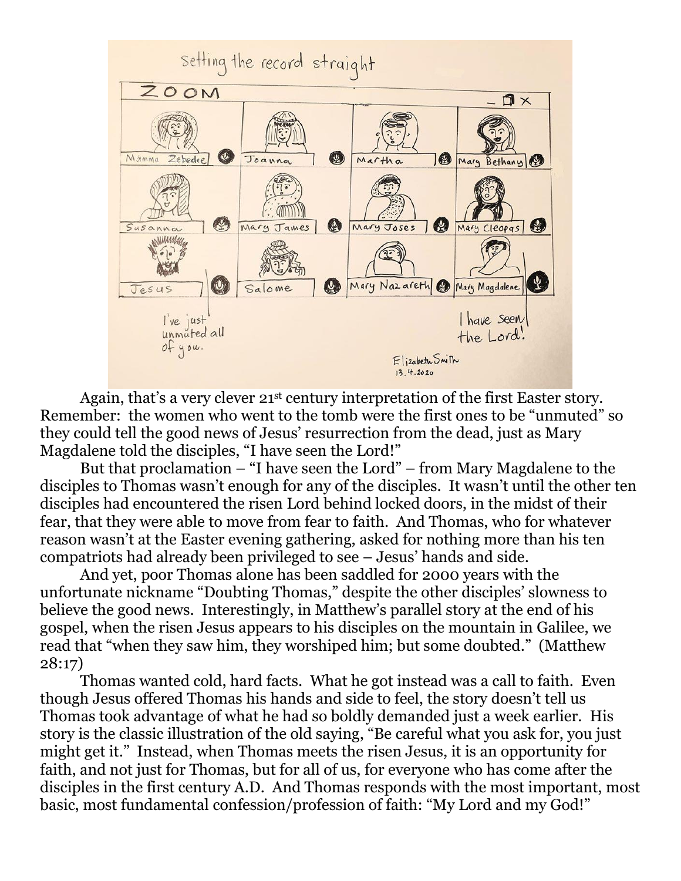Again, that's a very clever 21st century interpretation of the first Easter story. Remember: the women who went to the tomb were the first ones to be "unmuted" so they could tell the good news of Jesus' resurrection from the dead, just as Mary Magdalene told the disciples, "I have seen the Lord!"

But that proclamation – "I have seen the Lord" – from Mary Magdalene to the disciples to Thomas wasn't enough for any of the disciples. It wasn't until the other ten disciples had encountered the risen Lord behind locked doors, in the midst of their fear, that they were able to move from fear to faith. And Thomas, who for whatever reason wasn't at the Easter evening gathering, asked for nothing more than his ten compatriots had already been privileged to see – Jesus' hands and side.

And yet, poor Thomas alone has been saddled for 2000 years with the unfortunate nickname "Doubting Thomas," despite the other disciples' slowness to believe the good news. Interestingly, in Matthew's parallel story at the end of his gospel, when the risen Jesus appears to his disciples on the mountain in Galilee, we read that "when they saw him, they worshiped him; but some doubted." (Matthew 28:17)

Thomas wanted cold, hard facts. What he got instead was a call to faith. Even though Jesus offered Thomas his hands and side to feel, the story doesn't tell us Thomas took advantage of what he had so boldly demanded just a week earlier. His story is the classic illustration of the old saying, "Be careful what you ask for, you just might get it." Instead, when Thomas meets the risen Jesus, it is an opportunity for faith, and not just for Thomas, but for all of us, for everyone who has come after the disciples in the first century A.D. And Thomas responds with the most important, most basic, most fundamental confession/profession of faith: "My Lord and my God!"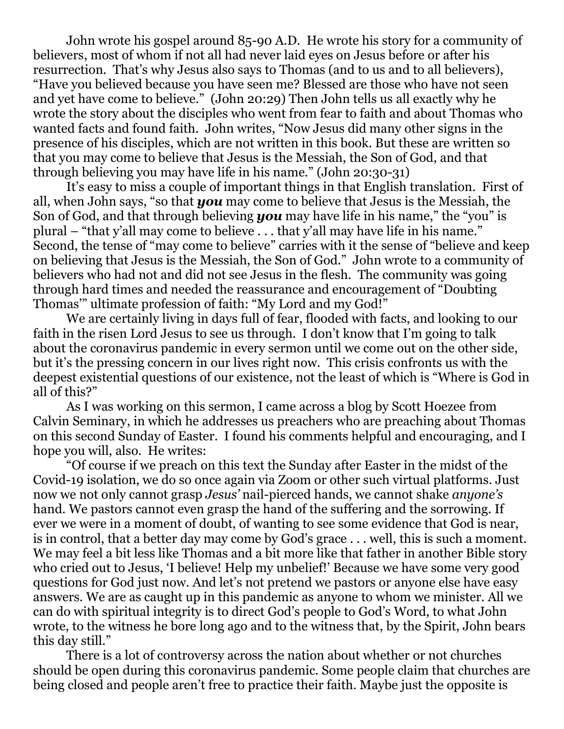John wrote his gospel around 85-90 A.D. He wrote his story for a community of believers, most of whom if not all had never laid eyes on Jesus before or after his resurrection. That's why Jesus also says to Thomas (and to us and to all believers), "Have you believed because you have seen me? Blessed are those who have not seen and yet have come to believe." (John 20:29) Then John tells us all exactly why he wrote the story about the disciples who went from fear to faith and about Thomas who wanted facts and found faith. John writes, "Now Jesus did many other signs in the presence of his disciples, which are not written in this book. But these are written so that you may come to believe that Jesus is the Messiah, the Son of God, and that through believing you may have life in his name." (John 20:30-31)

It's easy to miss a couple of important things in that English translation. First of all, when John says, "so that ***you*** may come to believe that Jesus is the Messiah, the Son of God, and that through believing ***you*** may have life in his name," the "you" is plural – "that y'all may come to believe . . . that y'all may have life in his name." Second, the tense of "may come to believe" carries with it the sense of "believe and keep on believing that Jesus is the Messiah, the Son of God." John wrote to a community of believers who had not and did not see Jesus in the flesh. The community was going through hard times and needed the reassurance and encouragement of "Doubting Thomas'" ultimate profession of faith: "My Lord and my God!"

We are certainly living in days full of fear, flooded with facts, and looking to our faith in the risen Lord Jesus to see us through. I don't know that I'm going to talk about the coronavirus pandemic in every sermon until we come out on the other side, but it's the pressing concern in our lives right now. This crisis confronts us with the deepest existential questions of our existence, not the least of which is "Where is God in all of this?"

As I was working on this sermon, I came across a blog by Scott Hoezee from Calvin Seminary, in which he addresses us preachers who are preaching about Thomas on this second Sunday of Easter. I found his comments helpful and encouraging, and I hope you will, also. He writes:

"Of course if we preach on this text the Sunday after Easter in the midst of the Covid-19 isolation, we do so once again via Zoom or other such virtual platforms. Just now we not only cannot grasp *Jesus'* nail-pierced hands, we cannot shake *anyone's* hand. We pastors cannot even grasp the hand of the suffering and the sorrowing. If ever we were in a moment of doubt, of wanting to see some evidence that God is near, is in control, that a better day may come by God's grace . . . well, this is such a moment. We may feel a bit less like Thomas and a bit more like that father in another Bible story who cried out to Jesus, 'I believe! Help my unbelief!' Because we have some very good questions for God just now. And let's not pretend we pastors or anyone else have easy answers. We are as caught up in this pandemic as anyone to whom we minister. All we can do with spiritual integrity is to direct God's people to God's Word, to what John wrote, to the witness he bore long ago and to the witness that, by the Spirit, John bears this day still."

There is a lot of controversy across the nation about whether or not churches should be open during this coronavirus pandemic. Some people claim that churches are being closed and people aren't free to practice their faith. Maybe just the opposite is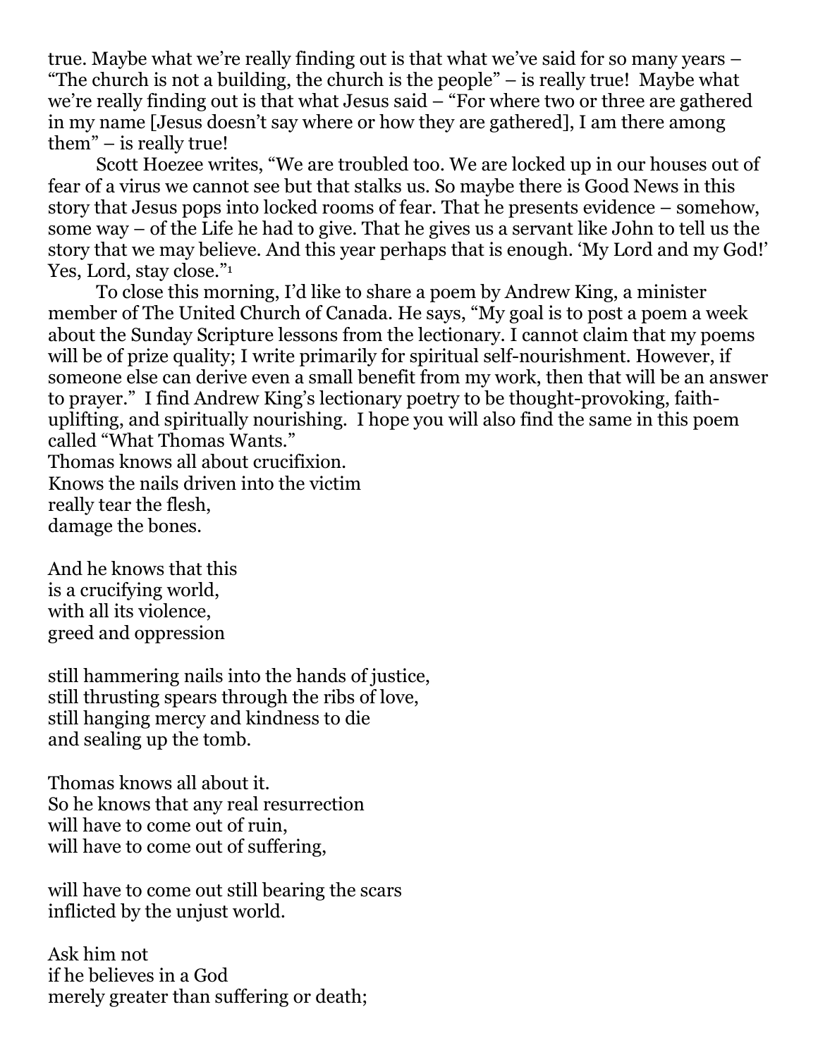true. Maybe what we're really finding out is that what we've said for so many years – "The church is not a building, the church is the people" – is really true! Maybe what we're really finding out is that what Jesus said – "For where two or three are gathered in my name [Jesus doesn't say where or how they are gathered], I am there among them" – is really true!

Scott Hoezee writes, "We are troubled too. We are locked up in our houses out of fear of a virus we cannot see but that stalks us. So maybe there is Good News in this story that Jesus pops into locked rooms of fear. That he presents evidence – somehow, some way – of the Life he had to give. That he gives us a servant like John to tell us the story that we may believe. And this year perhaps that is enough. 'My Lord and my God!' Yes, Lord, stay close."[1]

To close this morning, I'd like to share a poem by Andrew King, a minister member of The United Church of Canada. He says, "My goal is to post a poem a week about the Sunday Scripture lessons from the lectionary. I cannot claim that my poems will be of prize quality; I write primarily for spiritual self-nourishment. However, if someone else can derive even a small benefit from my work, then that will be an answer to prayer." I find Andrew King's lectionary poetry to be thought-provoking, faith-uplifting, and spiritually nourishing. I hope you will also find the same in this poem called "What Thomas Wants."

Thomas knows all about crucifixion.
Knows the nails driven into the victim
really tear the flesh,
damage the bones.

And he knows that this
is a crucifying world,
with all its violence,
greed and oppression

still hammering nails into the hands of justice,
still thrusting spears through the ribs of love,
still hanging mercy and kindness to die
and sealing up the tomb.

Thomas knows all about it.
So he knows that any real resurrection
will have to come out of ruin,
will have to come out of suffering,

will have to come out still bearing the scars
inflicted by the unjust world.

Ask him not
if he believes in a God
merely greater than suffering or death;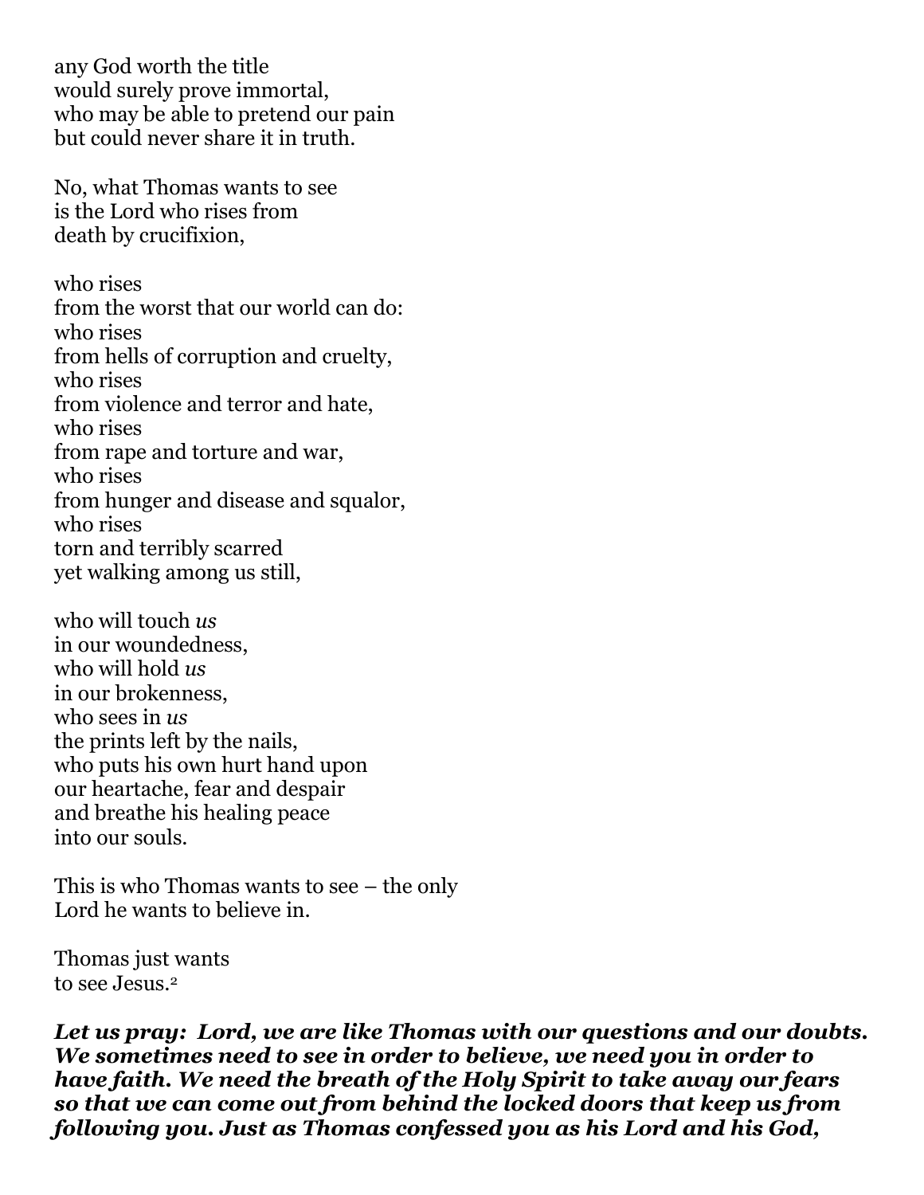any God worth the title  
would surely prove immortal,  
who may be able to pretend our pain  
but could never share it in truth.

No, what Thomas wants to see  
is the Lord who rises from  
death by crucifixion,

who rises  
from the worst that our world can do:  
who rises  
from hells of corruption and cruelty,  
who rises  
from violence and terror and hate,  
who rises  
from rape and torture and war,  
who rises  
from hunger and disease and squalor,  
who rises  
torn and terribly scarred  
yet walking among us still,

who will touch *us*  
in our woundedness,  
who will hold *us*  
in our brokenness,  
who sees in *us*  
the prints left by the nails,  
who puts his own hurt hand upon  
our heartache, fear and despair  
and breathe his healing peace  
into our souls.

This is who Thomas wants to see – the only  
Lord he wants to believe in.

Thomas just wants  
to see Jesus.[2]

***Let us pray: Lord, we are like Thomas with our questions and our doubts. We sometimes need to see in order to believe, we need you in order to have faith. We need the breath of the Holy Spirit to take away our fears so that we can come out from behind the locked doors that keep us from following you. Just as Thomas confessed you as his Lord and his God,***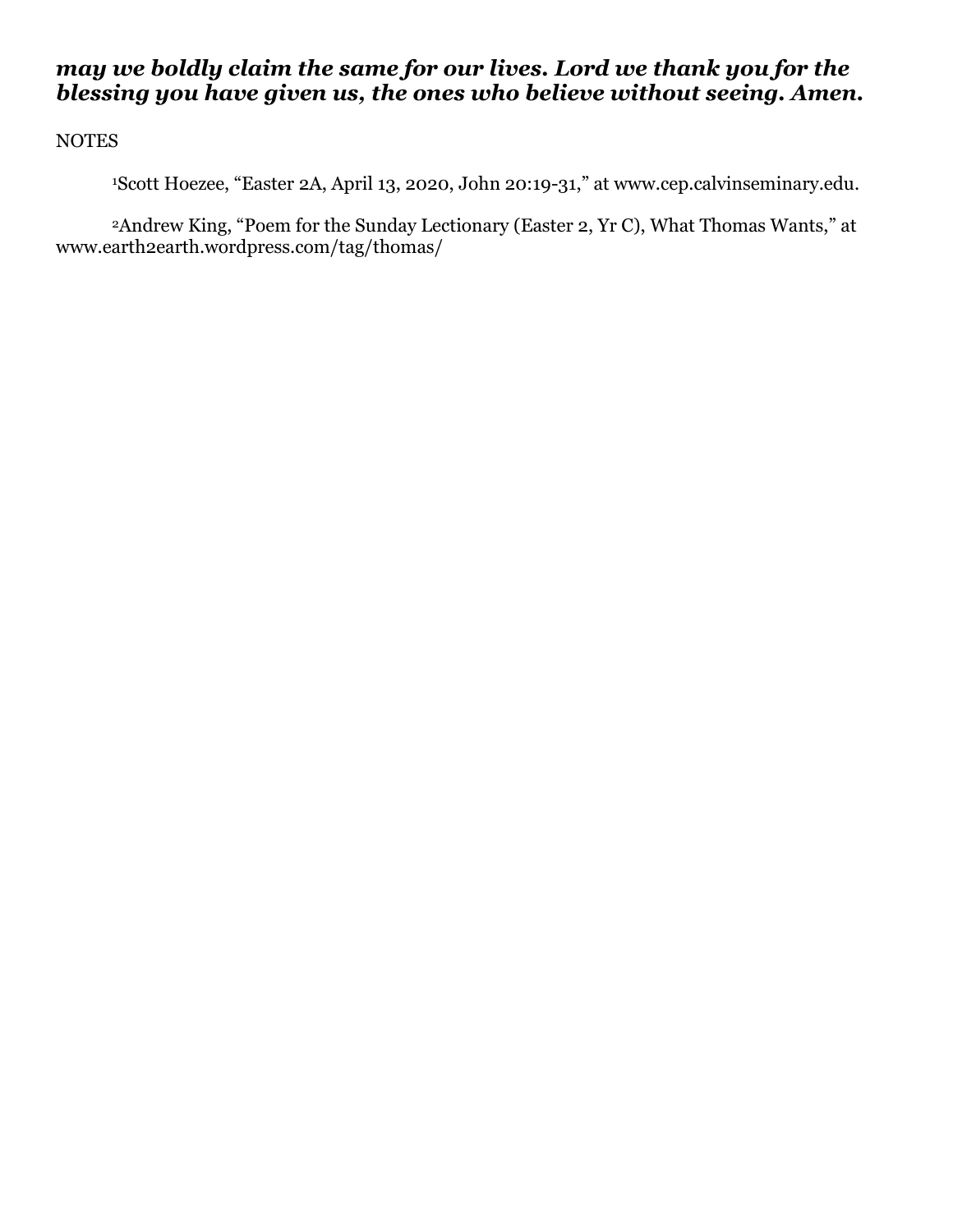***may we boldly claim the same for our lives. Lord we thank you for the blessing you have given us, the ones who believe without seeing. Amen.***

NOTES

[1]Scott Hoezee, "Easter 2A, April 13, 2020, John 20:19-31," at www.cep.calvinseminary.edu.

[2]Andrew King, "Poem for the Sunday Lectionary (Easter 2, Yr C), What Thomas Wants," at www.earth2earth.wordpress.com/tag/thomas/